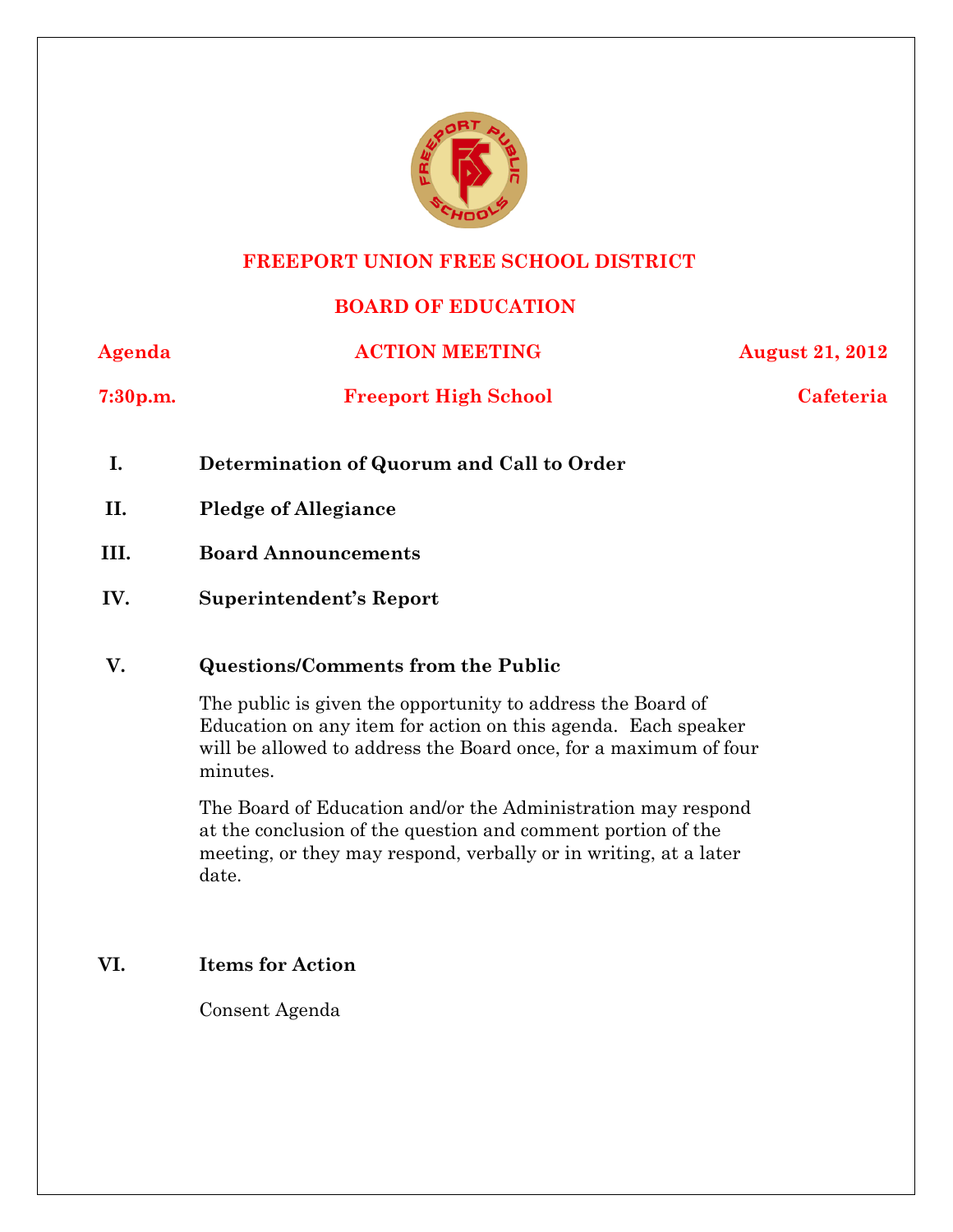# FREEPORT UNION FREE SCHOOL DISTRICT

## BOARD OF EDUCATION

**Agenda** | **ACTION MEETING** | **August 21, 2012**

**7:30p.m.** | **Freeport High School** | **Cafeteria**

**I. Determination of Quorum and Call to Order**

**II. Pledge of Allegiance**

**III. Board Announcements**

**IV. Superintendent's Report**

**V. Questions/Comments from the Public**

The public is given the opportunity to address the Board of Education on any item for action on this agenda. Each speaker will be allowed to address the Board once, for a maximum of four minutes.

The Board of Education and/or the Administration may respond at the conclusion of the question and comment portion of the meeting, or they may respond, verbally or in writing, at a later date.

**VI. Items for Action**

Consent Agenda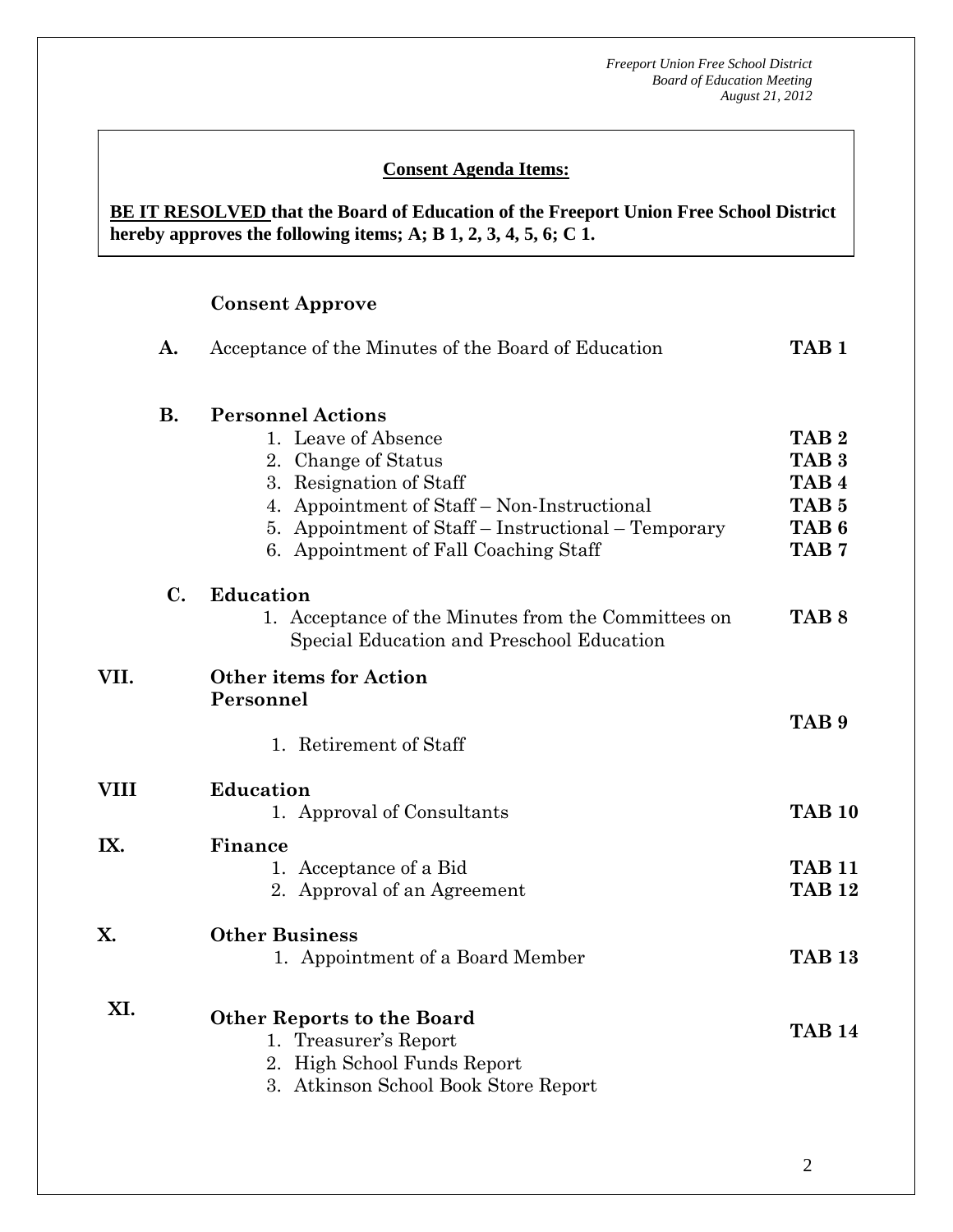**Consent Agenda Items:**

**BE IT RESOLVED that the Board of Education of the Freeport Union Free School District hereby approves the following items; A; B 1, 2, 3, 4, 5, 6; C 1.**

**Consent Approve**

**A.** Acceptance of the Minutes of the Board of Education **TAB 1**

**B. Personnel Actions**

1. Leave of Absence **TAB 2**
2. Change of Status **TAB 3**
3. Resignation of Staff **TAB 4**
4. Appointment of Staff – Non-Instructional **TAB 5**
5. Appointment of Staff – Instructional – Temporary **TAB 6**
6. Appointment of Fall Coaching Staff **TAB 7**

**C. Education**

1. Acceptance of the Minutes from the Committees on Special Education and Preschool Education **TAB 8**

**VII. Other items for Action**

**Personnel**

1. Retirement of Staff **TAB 9**

**VIII Education**

1. Approval of Consultants **TAB 10**

**IX. Finance**

1. Acceptance of a Bid **TAB 11**
2. Approval of an Agreement **TAB 12**

**X. Other Business**

1. Appointment of a Board Member **TAB 13**

**XI. Other Reports to the Board** **TAB 14**

1. Treasurer's Report
2. High School Funds Report
3. Atkinson School Book Store Report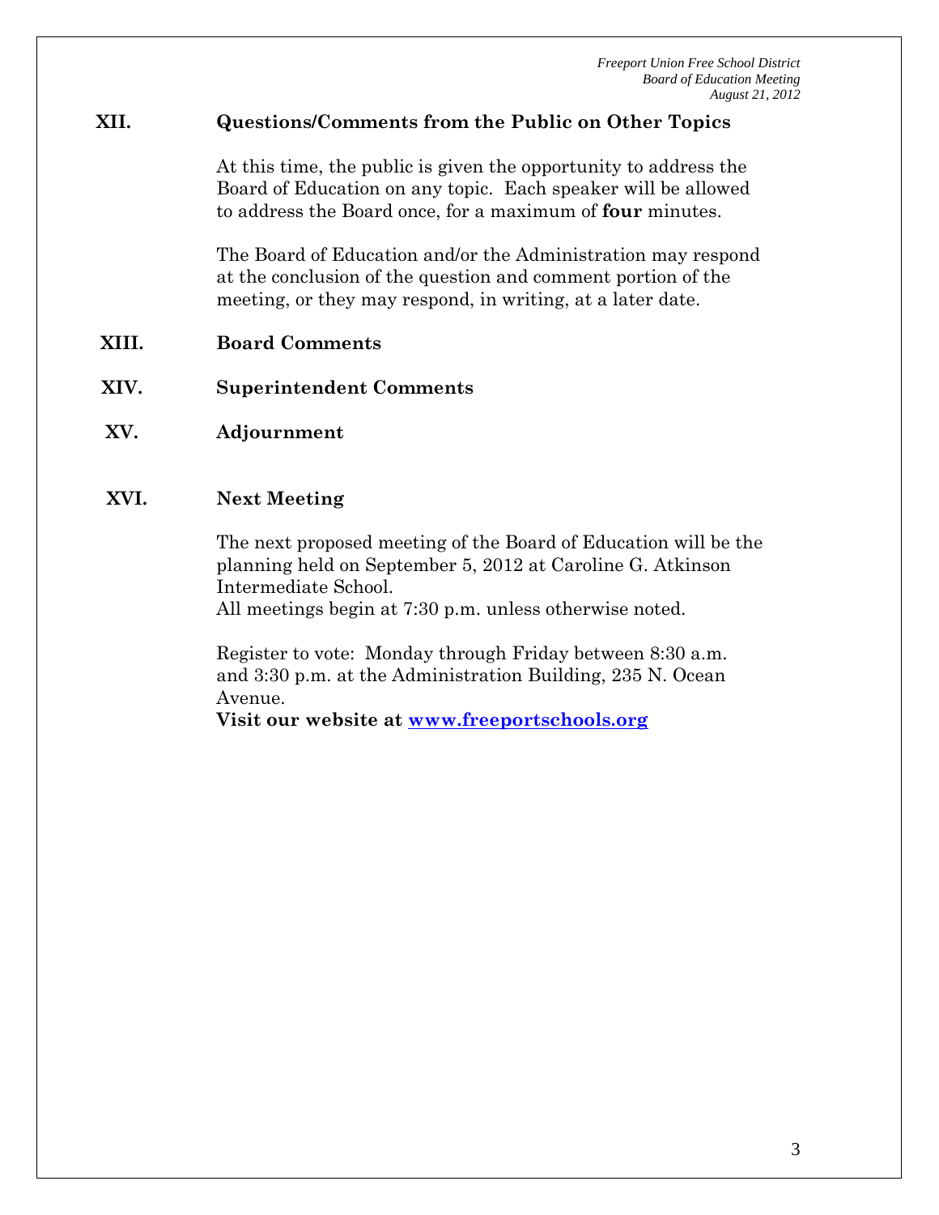## XII. Questions/Comments from the Public on Other Topics

At this time, the public is given the opportunity to address the Board of Education on any topic. Each speaker will be allowed to address the Board once, for a maximum of **four** minutes.

The Board of Education and/or the Administration may respond at the conclusion of the question and comment portion of the meeting, or they may respond, in writing, at a later date.

## XIII. Board Comments

## XIV. Superintendent Comments

## XV. Adjournment

## XVI. Next Meeting

The next proposed meeting of the Board of Education will be the planning held on September 5, 2012 at Caroline G. Atkinson Intermediate School.
All meetings begin at 7:30 p.m. unless otherwise noted.

Register to vote: Monday through Friday between 8:30 a.m. and 3:30 p.m. at the Administration Building, 235 N. Ocean Avenue.
**Visit our website at [www.freeportschools.org](http://www.freeportschools.org)**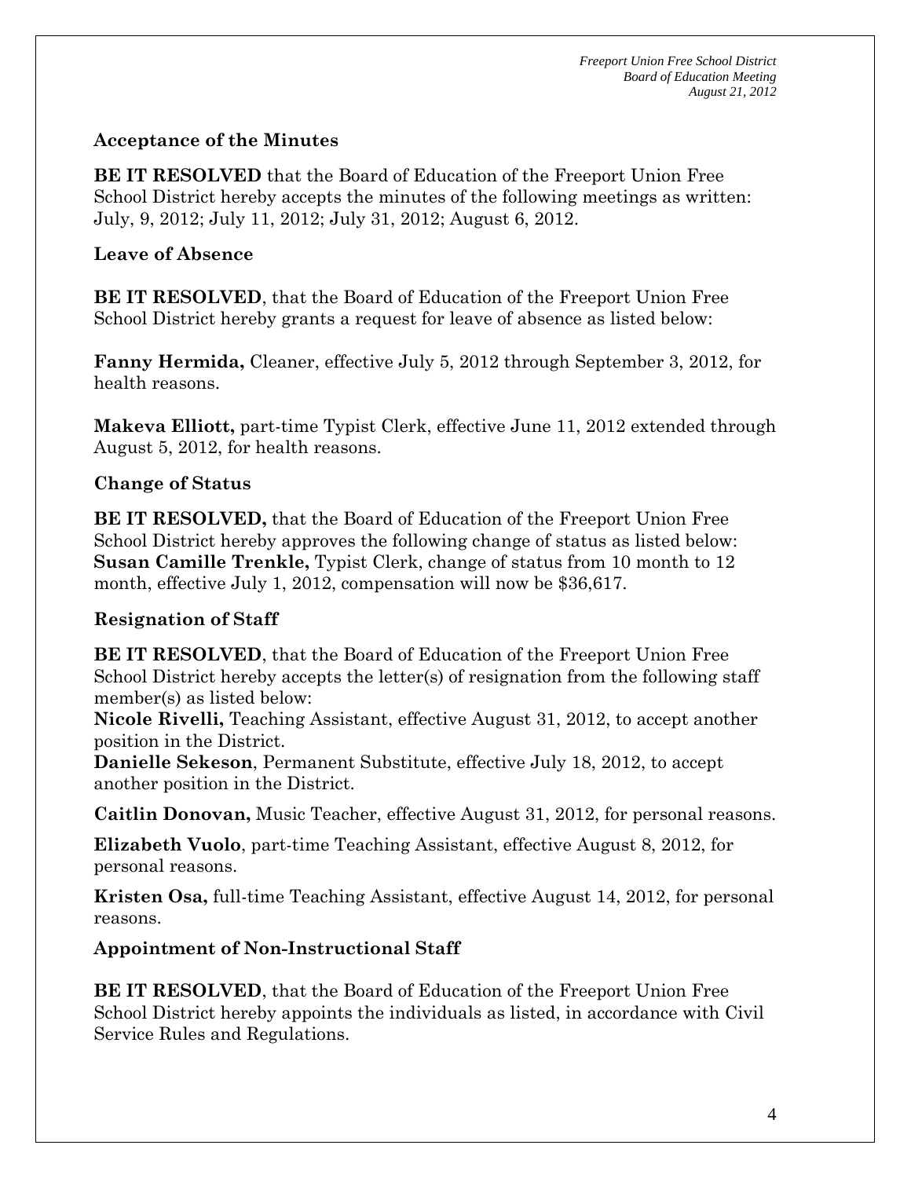### Acceptance of the Minutes

**BE IT RESOLVED** that the Board of Education of the Freeport Union Free School District hereby accepts the minutes of the following meetings as written: July, 9, 2012; July 11, 2012; July 31, 2012; August 6, 2012.

### Leave of Absence

**BE IT RESOLVED**, that the Board of Education of the Freeport Union Free School District hereby grants a request for leave of absence as listed below:

**Fanny Hermida,** Cleaner, effective July 5, 2012 through September 3, 2012, for health reasons.

**Makeva Elliott,** part-time Typist Clerk, effective June 11, 2012 extended through August 5, 2012, for health reasons.

### Change of Status

**BE IT RESOLVED,** that the Board of Education of the Freeport Union Free School District hereby approves the following change of status as listed below: **Susan Camille Trenkle,** Typist Clerk, change of status from 10 month to 12 month, effective July 1, 2012, compensation will now be $36,617.

### Resignation of Staff

**BE IT RESOLVED**, that the Board of Education of the Freeport Union Free School District hereby accepts the letter(s) of resignation from the following staff member(s) as listed below:

**Nicole Rivelli,** Teaching Assistant, effective August 31, 2012, to accept another position in the District.

**Danielle Sekeson**, Permanent Substitute, effective July 18, 2012, to accept another position in the District.

**Caitlin Donovan,** Music Teacher, effective August 31, 2012, for personal reasons.

**Elizabeth Vuolo**, part-time Teaching Assistant, effective August 8, 2012, for personal reasons.

**Kristen Osa,** full-time Teaching Assistant, effective August 14, 2012, for personal reasons.

### Appointment of Non-Instructional Staff

**BE IT RESOLVED**, that the Board of Education of the Freeport Union Free School District hereby appoints the individuals as listed, in accordance with Civil Service Rules and Regulations.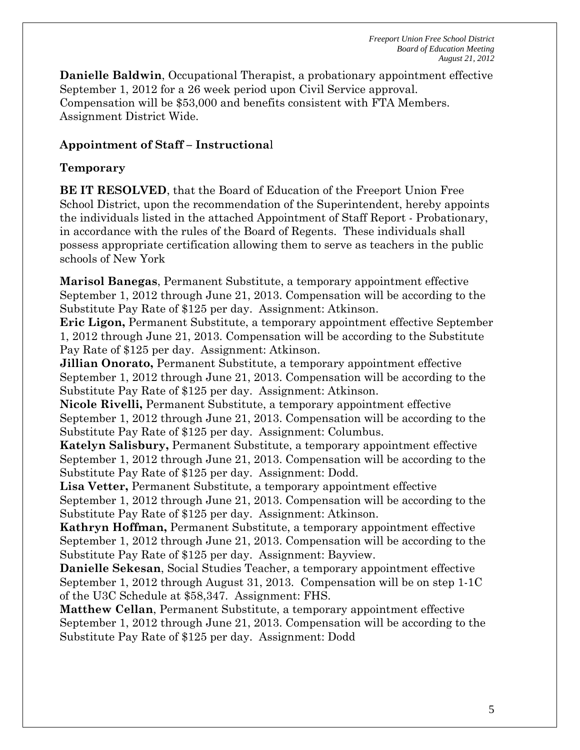**Danielle Baldwin**, Occupational Therapist, a probationary appointment effective September 1, 2012 for a 26 week period upon Civil Service approval. Compensation will be $53,000 and benefits consistent with FTA Members. Assignment District Wide.

## Appointment of Staff – Instructional

### Temporary

**BE IT RESOLVED**, that the Board of Education of the Freeport Union Free School District, upon the recommendation of the Superintendent, hereby appoints the individuals listed in the attached Appointment of Staff Report - Probationary, in accordance with the rules of the Board of Regents. These individuals shall possess appropriate certification allowing them to serve as teachers in the public schools of New York

**Marisol Banegas**, Permanent Substitute, a temporary appointment effective September 1, 2012 through June 21, 2013. Compensation will be according to the Substitute Pay Rate of $125 per day. Assignment: Atkinson.

**Eric Ligon,** Permanent Substitute, a temporary appointment effective September 1, 2012 through June 21, 2013. Compensation will be according to the Substitute Pay Rate of $125 per day. Assignment: Atkinson.

**Jillian Onorato,** Permanent Substitute, a temporary appointment effective September 1, 2012 through June 21, 2013. Compensation will be according to the Substitute Pay Rate of $125 per day. Assignment: Atkinson.

**Nicole Rivelli,** Permanent Substitute, a temporary appointment effective September 1, 2012 through June 21, 2013. Compensation will be according to the Substitute Pay Rate of $125 per day. Assignment: Columbus.

**Katelyn Salisbury,** Permanent Substitute, a temporary appointment effective September 1, 2012 through June 21, 2013. Compensation will be according to the Substitute Pay Rate of $125 per day. Assignment: Dodd.

**Lisa Vetter,** Permanent Substitute, a temporary appointment effective September 1, 2012 through June 21, 2013. Compensation will be according to the Substitute Pay Rate of $125 per day. Assignment: Atkinson.

**Kathryn Hoffman,** Permanent Substitute, a temporary appointment effective September 1, 2012 through June 21, 2013. Compensation will be according to the Substitute Pay Rate of $125 per day. Assignment: Bayview.

**Danielle Sekesan**, Social Studies Teacher, a temporary appointment effective September 1, 2012 through August 31, 2013. Compensation will be on step 1-1C of the U3C Schedule at $58,347. Assignment: FHS.

**Matthew Cellan**, Permanent Substitute, a temporary appointment effective September 1, 2012 through June 21, 2013. Compensation will be according to the Substitute Pay Rate of $125 per day. Assignment: Dodd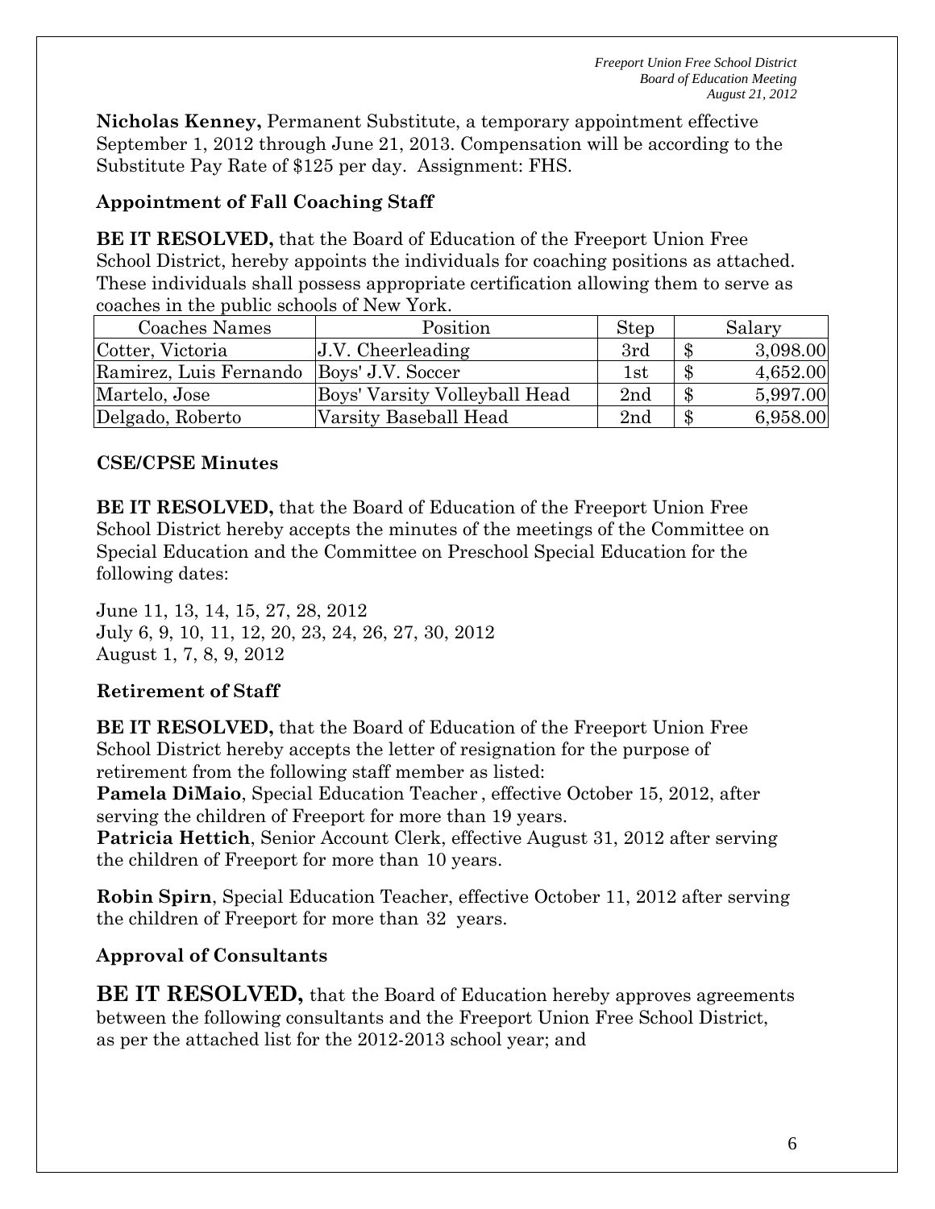**Nicholas Kenney,** Permanent Substitute, a temporary appointment effective September 1, 2012 through June 21, 2013. Compensation will be according to the Substitute Pay Rate of $125 per day. Assignment: FHS.

**Appointment of Fall Coaching Staff**

**BE IT RESOLVED,** that the Board of Education of the Freeport Union Free School District, hereby appoints the individuals for coaching positions as attached. These individuals shall possess appropriate certification allowing them to serve as coaches in the public schools of New York.

| Coaches Names | Position | Step | Salary |
|---|---|---|---|
| Cotter, Victoria | J.V. Cheerleading | 3rd | $ 3,098.00 |
| Ramirez, Luis Fernando | Boys' J.V. Soccer | 1st | $ 4,652.00 |
| Martelo, Jose | Boys' Varsity Volleyball Head | 2nd | $ 5,997.00 |
| Delgado, Roberto | Varsity Baseball Head | 2nd | $ 6,958.00 |

**CSE/CPSE Minutes**

**BE IT RESOLVED,** that the Board of Education of the Freeport Union Free School District hereby accepts the minutes of the meetings of the Committee on Special Education and the Committee on Preschool Special Education for the following dates:

June 11, 13, 14, 15, 27, 28, 2012
July 6, 9, 10, 11, 12, 20, 23, 24, 26, 27, 30, 2012
August 1, 7, 8, 9, 2012

**Retirement of Staff**

**BE IT RESOLVED,** that the Board of Education of the Freeport Union Free School District hereby accepts the letter of resignation for the purpose of retirement from the following staff member as listed:
**Pamela DiMaio**, Special Education Teacher, effective October 15, 2012, after serving the children of Freeport for more than 19 years.
**Patricia Hettich**, Senior Account Clerk, effective August 31, 2012 after serving the children of Freeport for more than 10 years.

**Robin Spirn**, Special Education Teacher, effective October 11, 2012 after serving the children of Freeport for more than 32 years.

**Approval of Consultants**

**BE IT RESOLVED,** that the Board of Education hereby approves agreements between the following consultants and the Freeport Union Free School District, as per the attached list for the 2012-2013 school year; and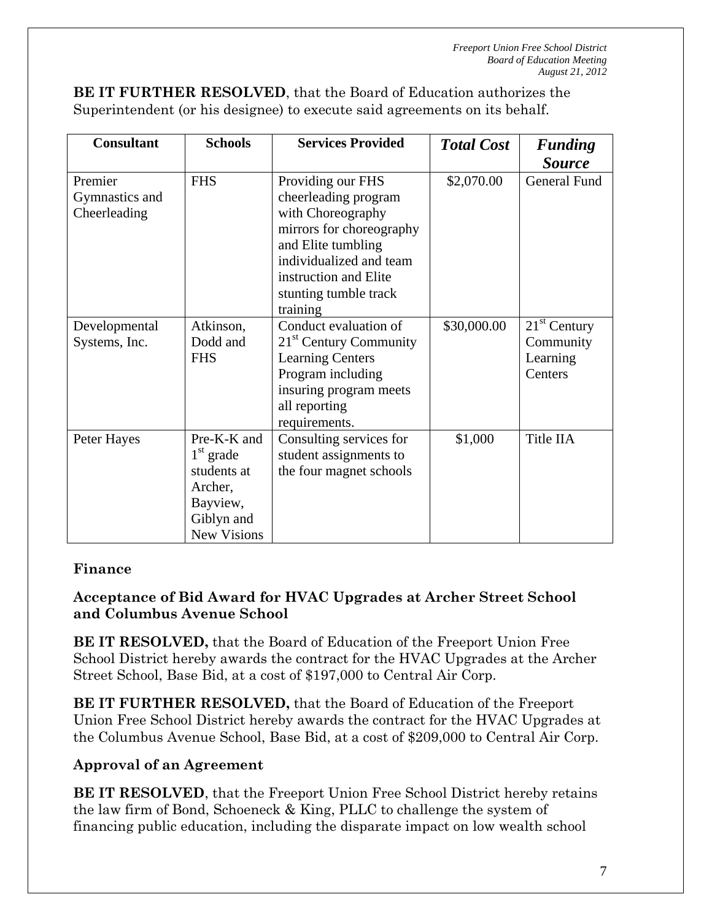**BE IT FURTHER RESOLVED**, that the Board of Education authorizes the Superintendent (or his designee) to execute said agreements on its behalf.

| Consultant | Schools | Services Provided | *Total Cost* | *Funding Source* |
|---|---|---|---|---|
| Premier Gymnastics and Cheerleading | FHS | Providing our FHS cheerleading program with Choreography mirrors for choreography and Elite tumbling individualized and team instruction and Elite stunting tumble track training | \$2,070.00 | General Fund |
| Developmental Systems, Inc. | Atkinson, Dodd and FHS | Conduct evaluation of 21st Century Community Learning Centers Program including insuring program meets all reporting requirements. | \$30,000.00 | 21st Century Community Learning Centers |
| Peter Hayes | Pre-K-K and 1st grade students at Archer, Bayview, Giblyn and New Visions | Consulting services for student assignments to the four magnet schools | \$1,000 | Title IIA |

## Finance

### Acceptance of Bid Award for HVAC Upgrades at Archer Street School and Columbus Avenue School

**BE IT RESOLVED,** that the Board of Education of the Freeport Union Free School District hereby awards the contract for the HVAC Upgrades at the Archer Street School, Base Bid, at a cost of \$197,000 to Central Air Corp.

**BE IT FURTHER RESOLVED,** that the Board of Education of the Freeport Union Free School District hereby awards the contract for the HVAC Upgrades at the Columbus Avenue School, Base Bid, at a cost of \$209,000 to Central Air Corp.

### Approval of an Agreement

**BE IT RESOLVED**, that the Freeport Union Free School District hereby retains the law firm of Bond, Schoeneck & King, PLLC to challenge the system of financing public education, including the disparate impact on low wealth school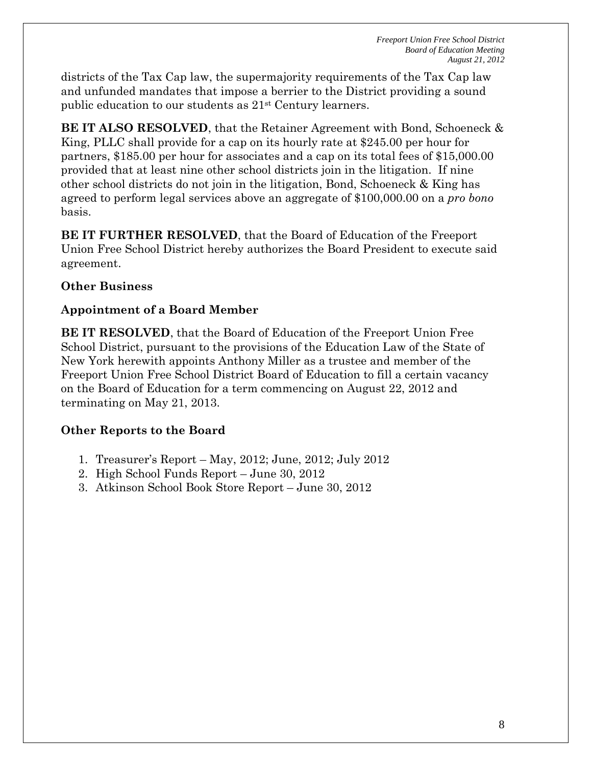districts of the Tax Cap law, the supermajority requirements of the Tax Cap law and unfunded mandates that impose a berrier to the District providing a sound public education to our students as 21st Century learners.

**BE IT ALSO RESOLVED**, that the Retainer Agreement with Bond, Schoeneck & King, PLLC shall provide for a cap on its hourly rate at $245.00 per hour for partners, $185.00 per hour for associates and a cap on its total fees of $15,000.00 provided that at least nine other school districts join in the litigation. If nine other school districts do not join in the litigation, Bond, Schoeneck & King has agreed to perform legal services above an aggregate of $100,000.00 on a *pro bono* basis.

**BE IT FURTHER RESOLVED**, that the Board of Education of the Freeport Union Free School District hereby authorizes the Board President to execute said agreement.

## Other Business

### Appointment of a Board Member

**BE IT RESOLVED**, that the Board of Education of the Freeport Union Free School District, pursuant to the provisions of the Education Law of the State of New York herewith appoints Anthony Miller as a trustee and member of the Freeport Union Free School District Board of Education to fill a certain vacancy on the Board of Education for a term commencing on August 22, 2012 and terminating on May 21, 2013.

## Other Reports to the Board

1. Treasurer's Report – May, 2012; June, 2012; July 2012
2. High School Funds Report – June 30, 2012
3. Atkinson School Book Store Report – June 30, 2012